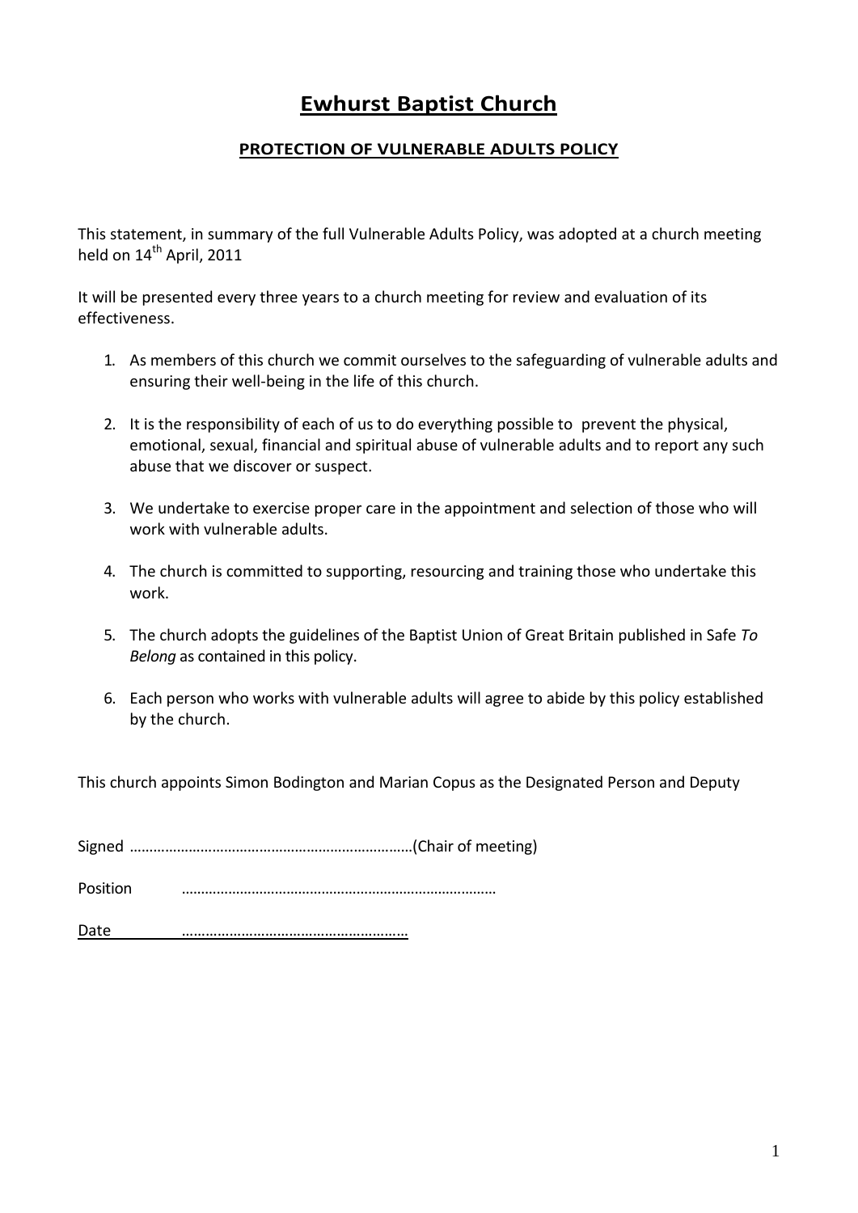# Ewhurst Baptist Church

## PROTECTION OF VULNERABLE ADULTS POLICY

This statement, in summary of the full Vulnerable Adults Policy, was adopted at a church meeting held on 14th April, 2011

It will be presented every three years to a church meeting for review and evaluation of its effectiveness.

1. As members of this church we commit ourselves to the safeguarding of vulnerable adults and ensuring their well-being in the life of this church.
2. It is the responsibility of each of us to do everything possible to prevent the physical, emotional, sexual, financial and spiritual abuse of vulnerable adults and to report any such abuse that we discover or suspect.
3. We undertake to exercise proper care in the appointment and selection of those who will work with vulnerable adults.
4. The church is committed to supporting, resourcing and training those who undertake this work.
5. The church adopts the guidelines of the Baptist Union of Great Britain published in Safe *To Belong* as contained in this policy.
6. Each person who works with vulnerable adults will agree to abide by this policy established by the church.

This church appoints Simon Bodington and Marian Copus as the Designated Person and Deputy

Signed ………………………………………………………………(Chair of meeting)

Position ………………………………………………………………………

Date …………………………………………………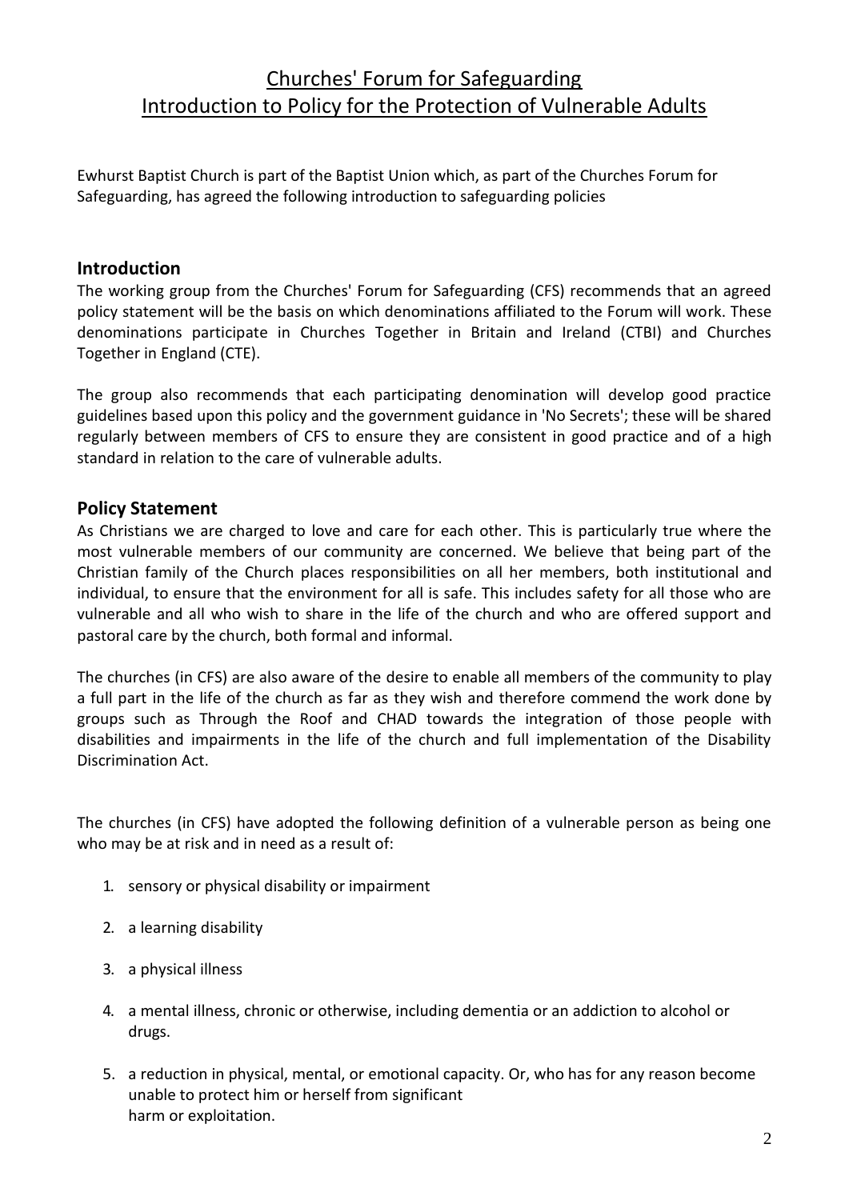# Churches' Forum for Safeguarding
# Introduction to Policy for the Protection of Vulnerable Adults

Ewhurst Baptist Church is part of the Baptist Union which, as part of the Churches Forum for Safeguarding, has agreed the following introduction to safeguarding policies

## Introduction

The working group from the Churches' Forum for Safeguarding (CFS) recommends that an agreed policy statement will be the basis on which denominations affiliated to the Forum will work. These denominations participate in Churches Together in Britain and Ireland (CTBI) and Churches Together in England (CTE).

The group also recommends that each participating denomination will develop good practice guidelines based upon this policy and the government guidance in 'No Secrets'; these will be shared regularly between members of CFS to ensure they are consistent in good practice and of a high standard in relation to the care of vulnerable adults.

## Policy Statement

As Christians we are charged to love and care for each other. This is particularly true where the most vulnerable members of our community are concerned. We believe that being part of the Christian family of the Church places responsibilities on all her members, both institutional and individual, to ensure that the environment for all is safe. This includes safety for all those who are vulnerable and all who wish to share in the life of the church and who are offered support and pastoral care by the church, both formal and informal.

The churches (in CFS) are also aware of the desire to enable all members of the community to play a full part in the life of the church as far as they wish and therefore commend the work done by groups such as Through the Roof and CHAD towards the integration of those people with disabilities and impairments in the life of the church and full implementation of the Disability Discrimination Act.

The churches (in CFS) have adopted the following definition of a vulnerable person as being one who may be at risk and in need as a result of:

1. sensory or physical disability or impairment
2. a learning disability
3. a physical illness
4. a mental illness, chronic or otherwise, including dementia or an addiction to alcohol or drugs.
5. a reduction in physical, mental, or emotional capacity. Or, who has for any reason become unable to protect him or herself from significant harm or exploitation.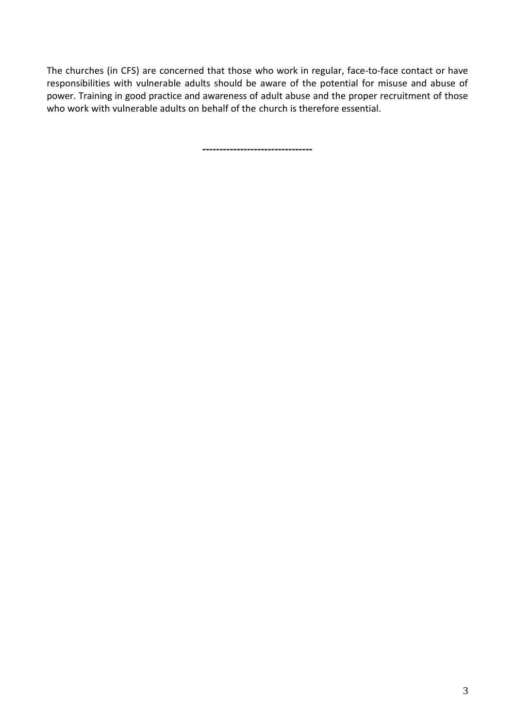The churches (in CFS) are concerned that those who work in regular, face-to-face contact or have responsibilities with vulnerable adults should be aware of the potential for misuse and abuse of power. Training in good practice and awareness of adult abuse and the proper recruitment of those who work with vulnerable adults on behalf of the church is therefore essential.

**--------------------------------**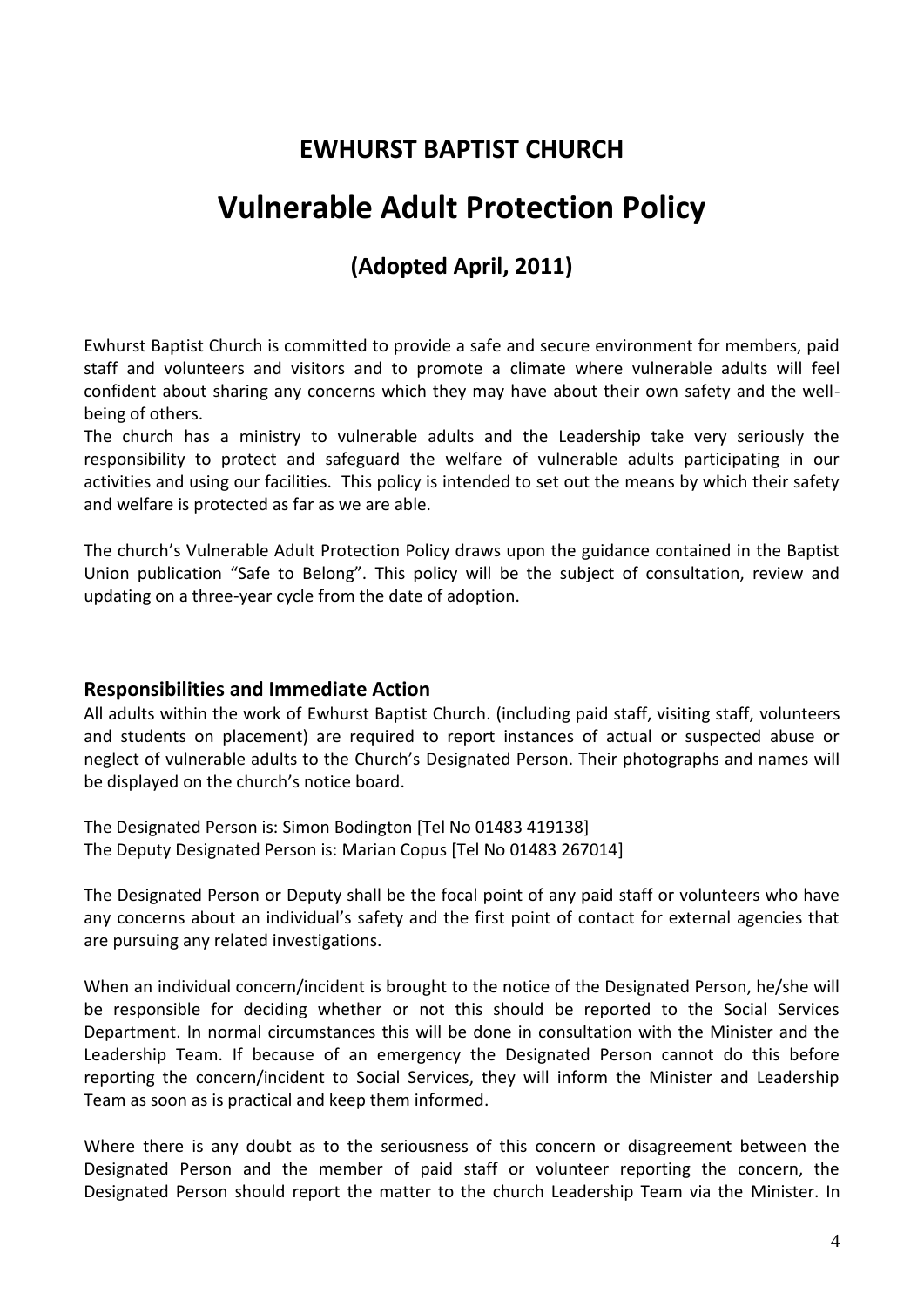# EWHURST BAPTIST CHURCH

# Vulnerable Adult Protection Policy

## (Adopted April, 2011)

Ewhurst Baptist Church is committed to provide a safe and secure environment for members, paid staff and volunteers and visitors and to promote a climate where vulnerable adults will feel confident about sharing any concerns which they may have about their own safety and the well-being of others.
The church has a ministry to vulnerable adults and the Leadership take very seriously the responsibility to protect and safeguard the welfare of vulnerable adults participating in our activities and using our facilities. This policy is intended to set out the means by which their safety and welfare is protected as far as we are able.

The church's Vulnerable Adult Protection Policy draws upon the guidance contained in the Baptist Union publication "Safe to Belong". This policy will be the subject of consultation, review and updating on a three-year cycle from the date of adoption.

### Responsibilities and Immediate Action

All adults within the work of Ewhurst Baptist Church. (including paid staff, visiting staff, volunteers and students on placement) are required to report instances of actual or suspected abuse or neglect of vulnerable adults to the Church's Designated Person. Their photographs and names will be displayed on the church's notice board.

The Designated Person is: Simon Bodington [Tel No 01483 419138]
The Deputy Designated Person is: Marian Copus [Tel No 01483 267014]

The Designated Person or Deputy shall be the focal point of any paid staff or volunteers who have any concerns about an individual's safety and the first point of contact for external agencies that are pursuing any related investigations.

When an individual concern/incident is brought to the notice of the Designated Person, he/she will be responsible for deciding whether or not this should be reported to the Social Services Department. In normal circumstances this will be done in consultation with the Minister and the Leadership Team. If because of an emergency the Designated Person cannot do this before reporting the concern/incident to Social Services, they will inform the Minister and Leadership Team as soon as is practical and keep them informed.

Where there is any doubt as to the seriousness of this concern or disagreement between the Designated Person and the member of paid staff or volunteer reporting the concern, the Designated Person should report the matter to the church Leadership Team via the Minister. In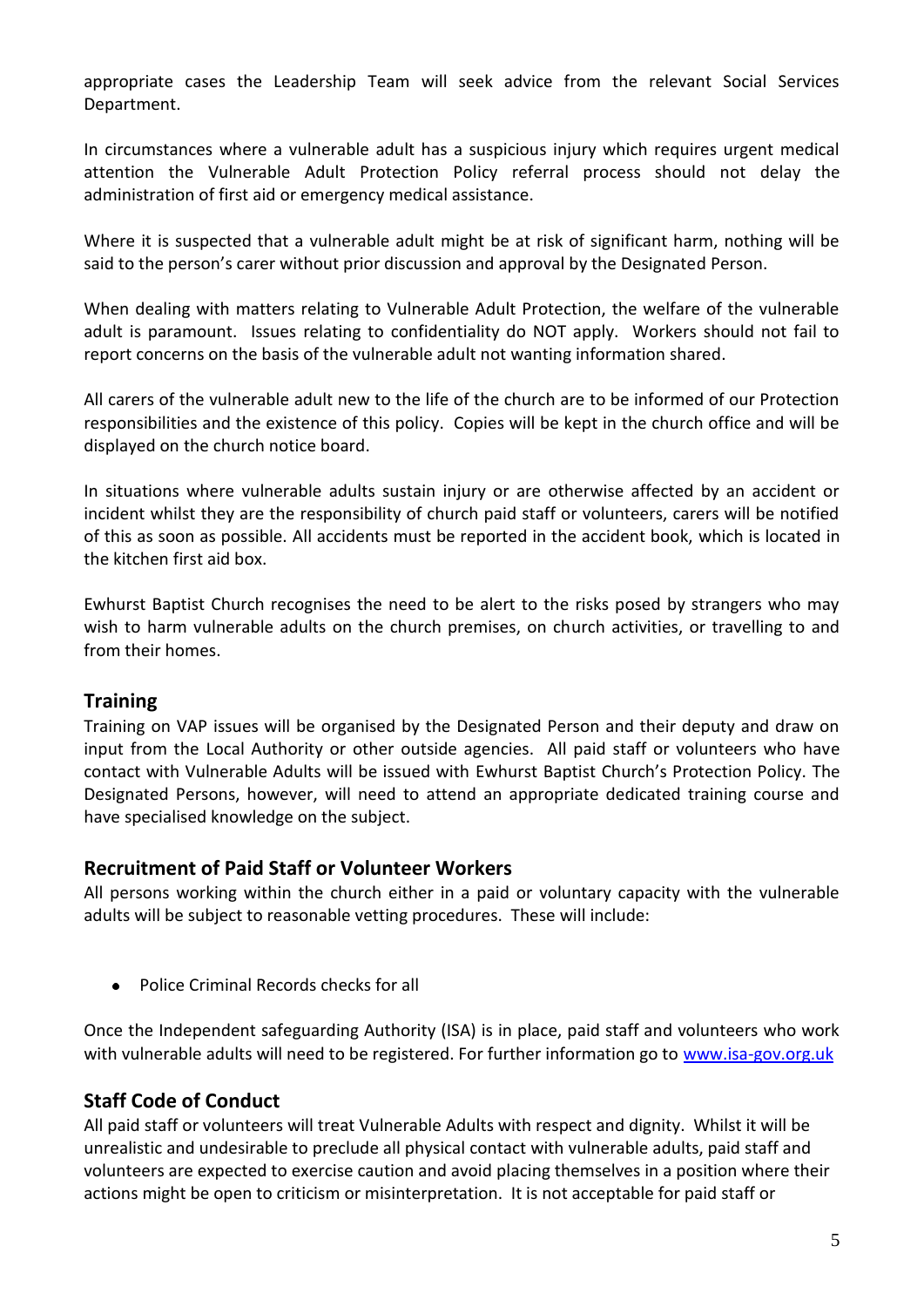appropriate cases the Leadership Team will seek advice from the relevant Social Services Department.

In circumstances where a vulnerable adult has a suspicious injury which requires urgent medical attention the Vulnerable Adult Protection Policy referral process should not delay the administration of first aid or emergency medical assistance.

Where it is suspected that a vulnerable adult might be at risk of significant harm, nothing will be said to the person's carer without prior discussion and approval by the Designated Person.

When dealing with matters relating to Vulnerable Adult Protection, the welfare of the vulnerable adult is paramount. Issues relating to confidentiality do NOT apply. Workers should not fail to report concerns on the basis of the vulnerable adult not wanting information shared.

All carers of the vulnerable adult new to the life of the church are to be informed of our Protection responsibilities and the existence of this policy. Copies will be kept in the church office and will be displayed on the church notice board.

In situations where vulnerable adults sustain injury or are otherwise affected by an accident or incident whilst they are the responsibility of church paid staff or volunteers, carers will be notified of this as soon as possible. All accidents must be reported in the accident book, which is located in the kitchen first aid box.

Ewhurst Baptist Church recognises the need to be alert to the risks posed by strangers who may wish to harm vulnerable adults on the church premises, on church activities, or travelling to and from their homes.

## Training

Training on VAP issues will be organised by the Designated Person and their deputy and draw on input from the Local Authority or other outside agencies. All paid staff or volunteers who have contact with Vulnerable Adults will be issued with Ewhurst Baptist Church's Protection Policy. The Designated Persons, however, will need to attend an appropriate dedicated training course and have specialised knowledge on the subject.

## Recruitment of Paid Staff or Volunteer Workers

All persons working within the church either in a paid or voluntary capacity with the vulnerable adults will be subject to reasonable vetting procedures. These will include:

- Police Criminal Records checks for all

Once the Independent safeguarding Authority (ISA) is in place, paid staff and volunteers who work with vulnerable adults will need to be registered. For further information go to www.isa-gov.org.uk

## Staff Code of Conduct

All paid staff or volunteers will treat Vulnerable Adults with respect and dignity. Whilst it will be unrealistic and undesirable to preclude all physical contact with vulnerable adults, paid staff and volunteers are expected to exercise caution and avoid placing themselves in a position where their actions might be open to criticism or misinterpretation. It is not acceptable for paid staff or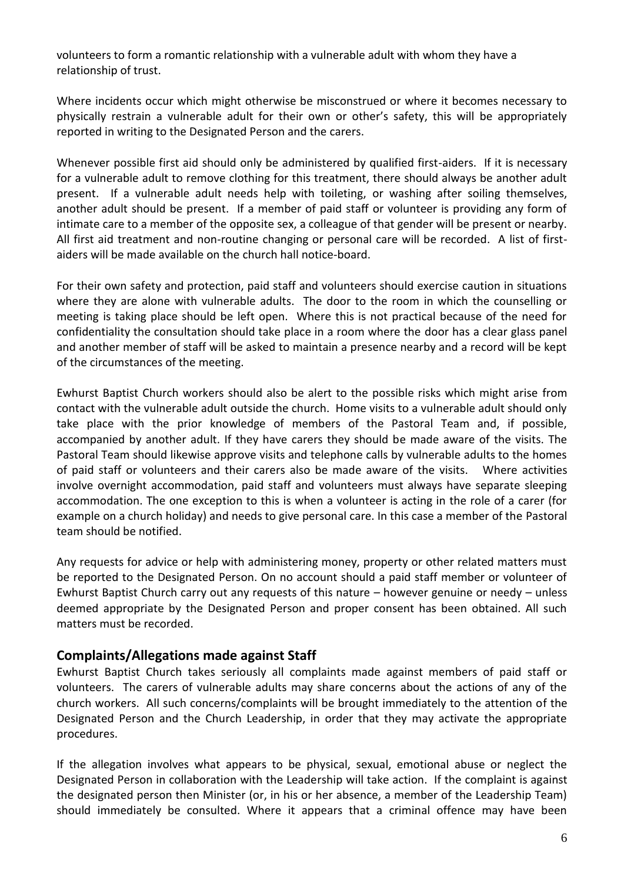volunteers to form a romantic relationship with a vulnerable adult with whom they have a relationship of trust.

Where incidents occur which might otherwise be misconstrued or where it becomes necessary to physically restrain a vulnerable adult for their own or other's safety, this will be appropriately reported in writing to the Designated Person and the carers.

Whenever possible first aid should only be administered by qualified first-aiders. If it is necessary for a vulnerable adult to remove clothing for this treatment, there should always be another adult present. If a vulnerable adult needs help with toileting, or washing after soiling themselves, another adult should be present. If a member of paid staff or volunteer is providing any form of intimate care to a member of the opposite sex, a colleague of that gender will be present or nearby. All first aid treatment and non-routine changing or personal care will be recorded. A list of first-aiders will be made available on the church hall notice-board.

For their own safety and protection, paid staff and volunteers should exercise caution in situations where they are alone with vulnerable adults. The door to the room in which the counselling or meeting is taking place should be left open. Where this is not practical because of the need for confidentiality the consultation should take place in a room where the door has a clear glass panel and another member of staff will be asked to maintain a presence nearby and a record will be kept of the circumstances of the meeting.

Ewhurst Baptist Church workers should also be alert to the possible risks which might arise from contact with the vulnerable adult outside the church. Home visits to a vulnerable adult should only take place with the prior knowledge of members of the Pastoral Team and, if possible, accompanied by another adult. If they have carers they should be made aware of the visits. The Pastoral Team should likewise approve visits and telephone calls by vulnerable adults to the homes of paid staff or volunteers and their carers also be made aware of the visits. Where activities involve overnight accommodation, paid staff and volunteers must always have separate sleeping accommodation. The one exception to this is when a volunteer is acting in the role of a carer (for example on a church holiday) and needs to give personal care. In this case a member of the Pastoral team should be notified.

Any requests for advice or help with administering money, property or other related matters must be reported to the Designated Person. On no account should a paid staff member or volunteer of Ewhurst Baptist Church carry out any requests of this nature – however genuine or needy – unless deemed appropriate by the Designated Person and proper consent has been obtained. All such matters must be recorded.

## Complaints/Allegations made against Staff

Ewhurst Baptist Church takes seriously all complaints made against members of paid staff or volunteers. The carers of vulnerable adults may share concerns about the actions of any of the church workers. All such concerns/complaints will be brought immediately to the attention of the Designated Person and the Church Leadership, in order that they may activate the appropriate procedures.

If the allegation involves what appears to be physical, sexual, emotional abuse or neglect the Designated Person in collaboration with the Leadership will take action. If the complaint is against the designated person then Minister (or, in his or her absence, a member of the Leadership Team) should immediately be consulted. Where it appears that a criminal offence may have been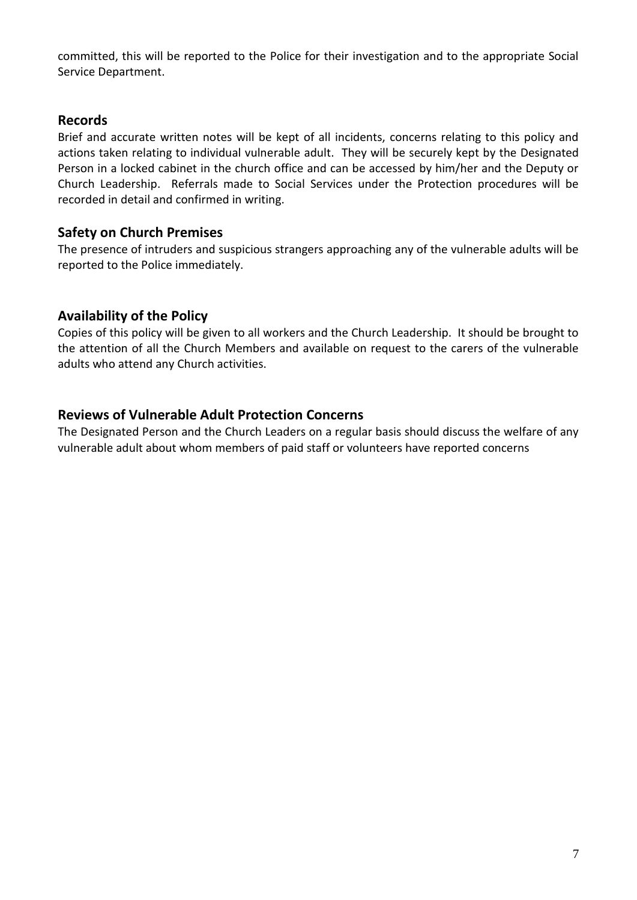committed, this will be reported to the Police for their investigation and to the appropriate Social Service Department.

## Records

Brief and accurate written notes will be kept of all incidents, concerns relating to this policy and actions taken relating to individual vulnerable adult. They will be securely kept by the Designated Person in a locked cabinet in the church office and can be accessed by him/her and the Deputy or Church Leadership. Referrals made to Social Services under the Protection procedures will be recorded in detail and confirmed in writing.

## Safety on Church Premises

The presence of intruders and suspicious strangers approaching any of the vulnerable adults will be reported to the Police immediately.

## Availability of the Policy

Copies of this policy will be given to all workers and the Church Leadership. It should be brought to the attention of all the Church Members and available on request to the carers of the vulnerable adults who attend any Church activities.

## Reviews of Vulnerable Adult Protection Concerns

The Designated Person and the Church Leaders on a regular basis should discuss the welfare of any vulnerable adult about whom members of paid staff or volunteers have reported concerns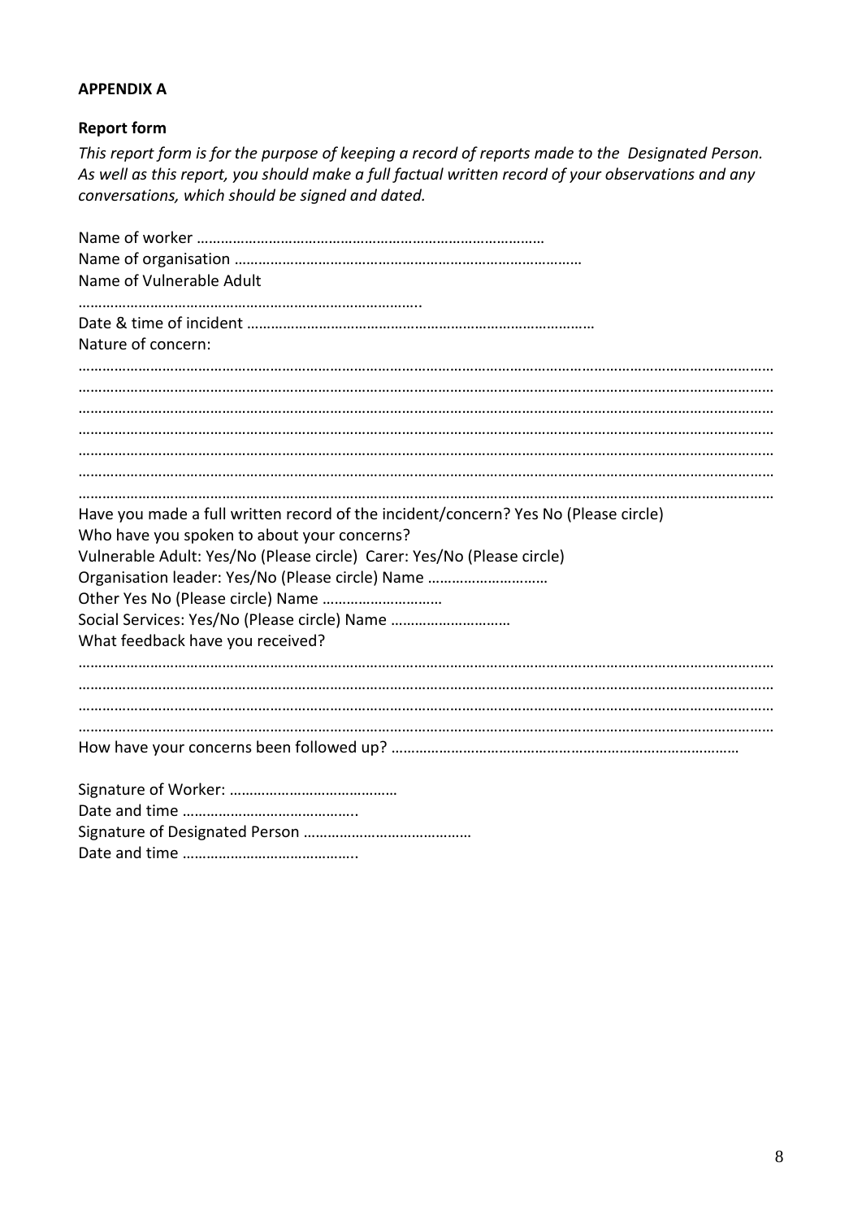**APPENDIX A**

**Report form**

*This report form is for the purpose of keeping a record of reports made to the Designated Person. As well as this report, you should make a full factual written record of your observations and any conversations, which should be signed and dated.*

Name of worker …………………………………………………………………………

Name of organisation …………………………………………………………………………

Name of Vulnerable Adult

…………………………………………………………………………..

Date & time of incident …………………………………………………………………………

Nature of concern:

……………………………………………………………………………………………………………………………………………

……………………………………………………………………………………………………………………………………………

……………………………………………………………………………………………………………………………………………

……………………………………………………………………………………………………………………………………………

……………………………………………………………………………………………………………………………………………

……………………………………………………………………………………………………………………………………………

……………………………………………………………………………………………………………………………………………

Have you made a full written record of the incident/concern? Yes No (Please circle)

Who have you spoken to about your concerns?

Vulnerable Adult: Yes/No (Please circle) Carer: Yes/No (Please circle)

Organisation leader: Yes/No (Please circle) Name …………………………

Other Yes No (Please circle) Name …………………………

Social Services: Yes/No (Please circle) Name …………………………

What feedback have you received?

……………………………………………………………………………………………………………………………………………

……………………………………………………………………………………………………………………………………………

……………………………………………………………………………………………………………………………………………

……………………………………………………………………………………………………………………………………………

How have your concerns been followed up? …………………………………………………………………………

Signature of Worker: ……………………………………

Date and time ……………………………………..

Signature of Designated Person ……………………………………

Date and time ……………………………………..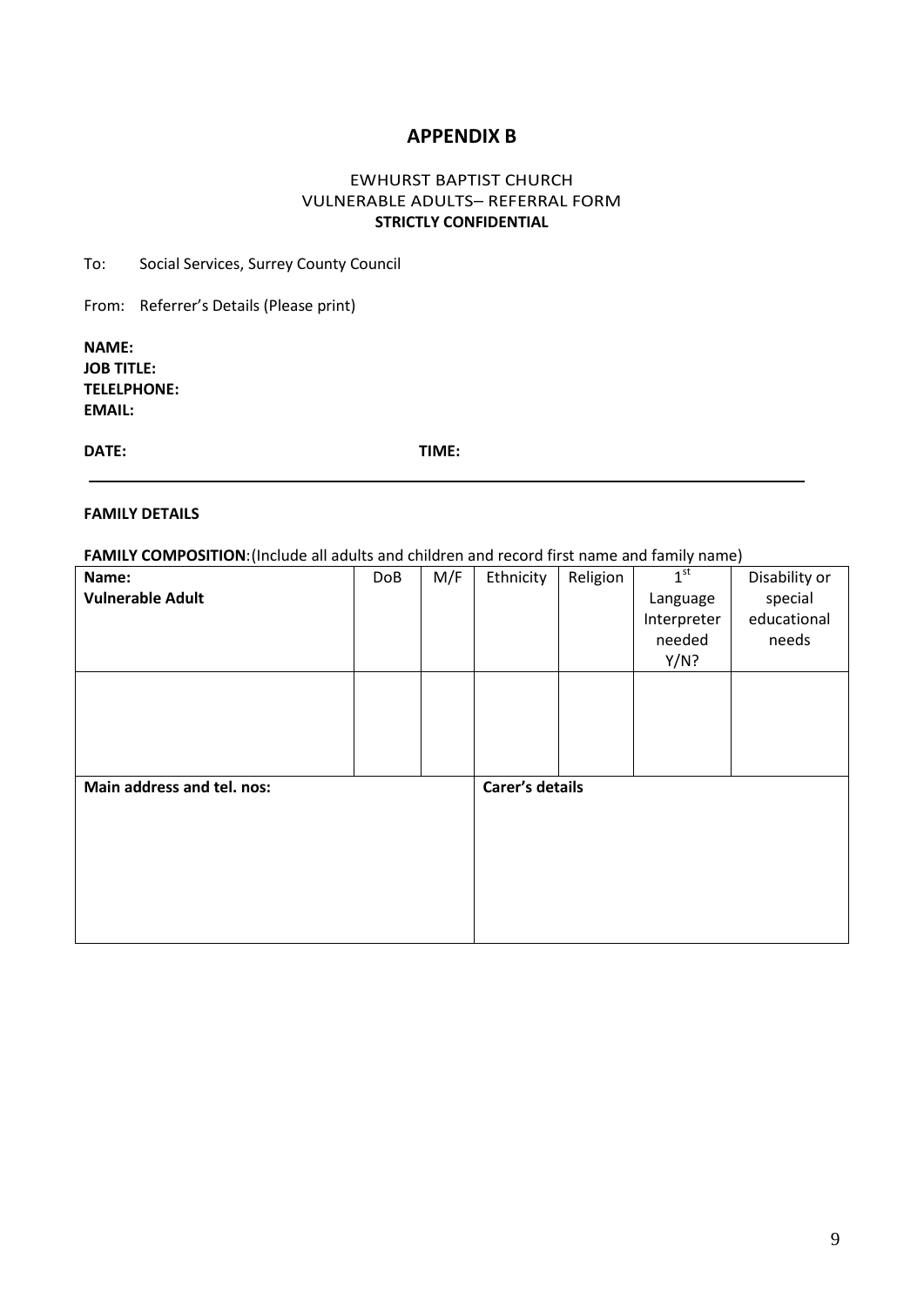## APPENDIX B

EWHURST BAPTIST CHURCH
VULNERABLE ADULTS– REFERRAL FORM
**STRICTLY CONFIDENTIAL**

To: Social Services, Surrey County Council

From: Referrer's Details (Please print)

**NAME:**
**JOB TITLE:**
**TELELPHONE:**
**EMAIL:**

**DATE:** **TIME:**

---

**FAMILY DETAILS**

**FAMILY COMPOSITION**:(Include all adults and children and record first name and family name)

| **Name:** **Vulnerable Adult** | DoB | M/F | Ethnicity | Religion | 1st Language Interpreter needed Y/N? | Disability or special educational needs |
|---|---|---|---|---|---|---|
| | | | | | | |
| **Main address and tel. nos:** | | | **Carer's details** | | | |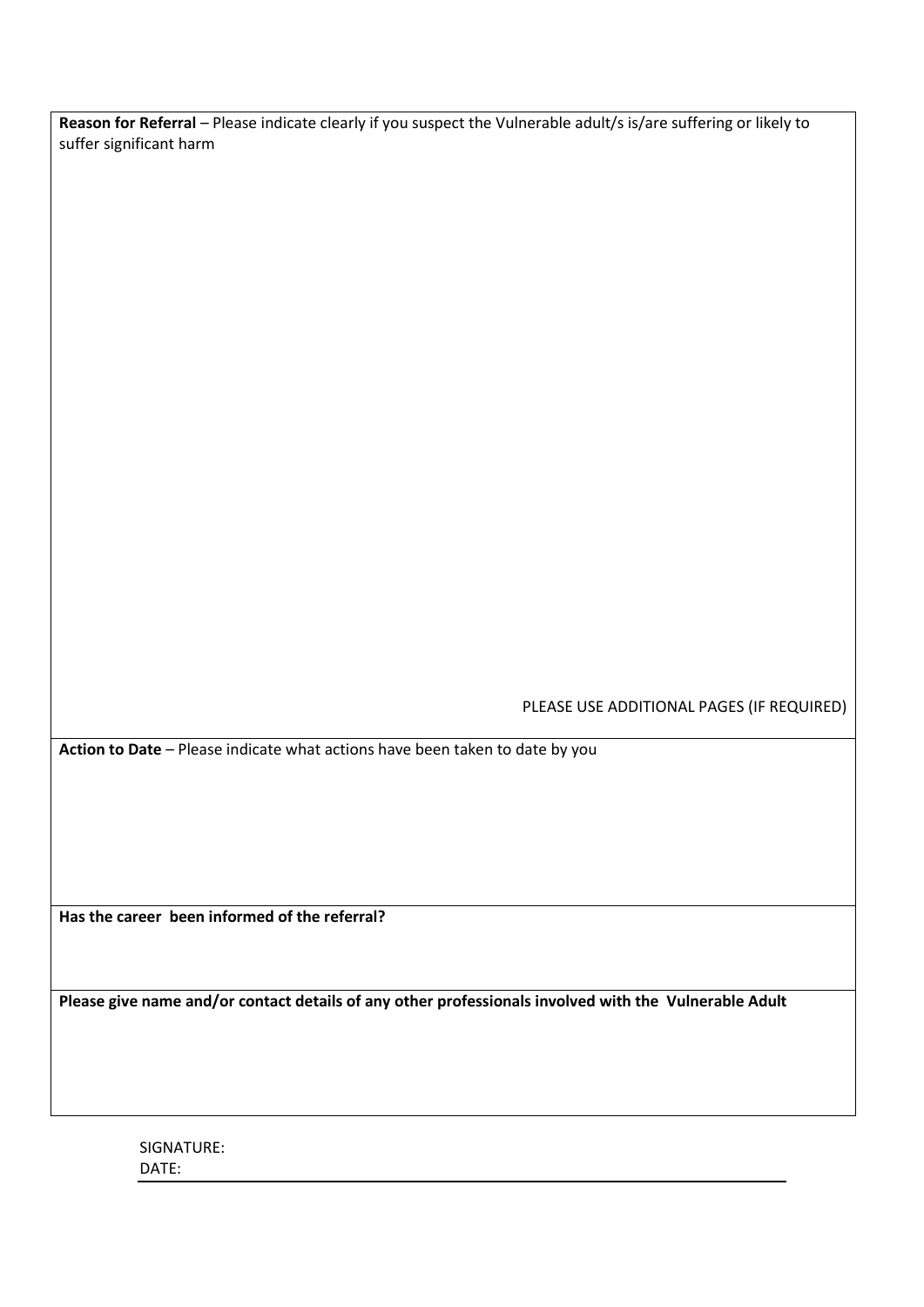**Reason for Referral** – Please indicate clearly if you suspect the Vulnerable adult/s is/are suffering or likely to suffer significant harm

PLEASE USE ADDITIONAL PAGES (IF REQUIRED)

**Action to Date** – Please indicate what actions have been taken to date by you

**Has the career been informed of the referral?**

**Please give name and/or contact details of any other professionals involved with the Vulnerable Adult**

SIGNATURE:

DATE: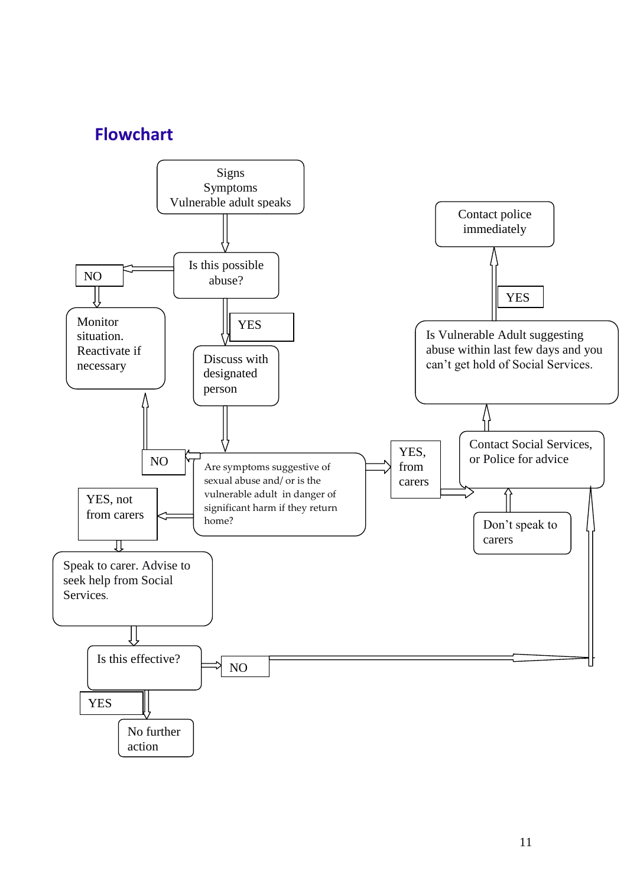## Flowchart

Signs
Symptoms
Vulnerable adult speaks

Is this possible abuse?

NO

Monitor situation. Reactivate if necessary

YES

Discuss with designated person

Are symptoms suggestive of sexual abuse and/ or is the vulnerable adult in danger of significant harm if they return home?

NO

YES, not from carers

Speak to carer. Advise to seek help from Social Services.

Is this effective?

YES

No further action

NO

YES, from carers

Contact Social Services, or Police for advice

Don't speak to carers

Is Vulnerable Adult suggesting abuse within last few days and you can't get hold of Social Services.

YES

Contact police immediately